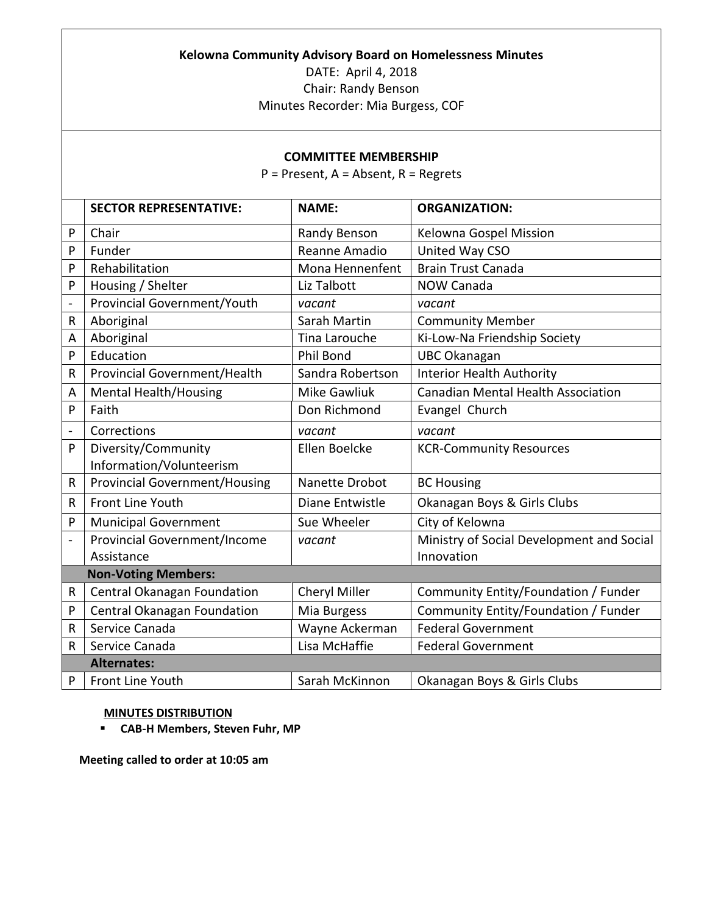**Kelowna Community Advisory Board on Homelessness Minutes**

DATE: April 4, 2018

Chair: Randy Benson

Minutes Recorder: Mia Burgess, COF

**COMMITTEE MEMBERSHIP**

P = Present, A = Absent, R = Regrets

| | SECTOR REPRESENTATIVE: | NAME: | ORGANIZATION: |
|---|---|---|---|
| P | Chair | Randy Benson | Kelowna Gospel Mission |
| P | Funder | Reanne Amadio | United Way CSO |
| P | Rehabilitation | Mona Hennenfent | Brain Trust Canada |
| P | Housing / Shelter | Liz Talbott | NOW Canada |
| - | Provincial Government/Youth | *vacant* | *vacant* |
| R | Aboriginal | Sarah Martin | Community Member |
| A | Aboriginal | Tina Larouche | Ki-Low-Na Friendship Society |
| P | Education | Phil Bond | UBC Okanagan |
| R | Provincial Government/Health | Sandra Robertson | Interior Health Authority |
| A | Mental Health/Housing | Mike Gawliuk | Canadian Mental Health Association |
| P | Faith | Don Richmond | Evangel Church |
| - | Corrections | *vacant* | *vacant* |
| P | Diversity/Community Information/Volunteerism | Ellen Boelcke | KCR-Community Resources |
| R | Provincial Government/Housing | Nanette Drobot | BC Housing |
| R | Front Line Youth | Diane Entwistle | Okanagan Boys & Girls Clubs |
| P | Municipal Government | Sue Wheeler | City of Kelowna |
| - | Provincial Government/Income Assistance | *vacant* | Ministry of Social Development and Social Innovation |
| | **Non-Voting Members:** | | |
| R | Central Okanagan Foundation | Cheryl Miller | Community Entity/Foundation / Funder |
| P | Central Okanagan Foundation | Mia Burgess | Community Entity/Foundation / Funder |
| R | Service Canada | Wayne Ackerman | Federal Government |
| R | Service Canada | Lisa McHaffie | Federal Government |
| | **Alternates:** | | |
| P | Front Line Youth | Sarah McKinnon | Okanagan Boys & Girls Clubs |

**MINUTES DISTRIBUTION**

- **CAB-H Members, Steven Fuhr, MP**

**Meeting called to order at 10:05 am**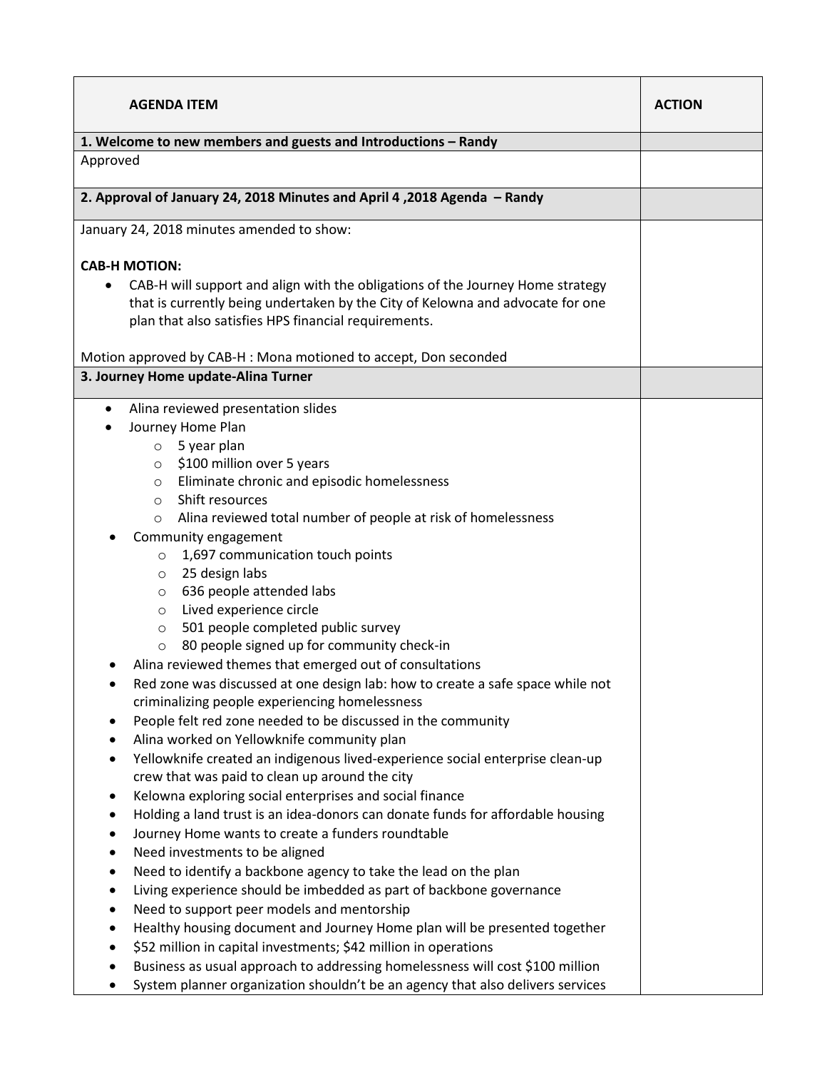| AGENDA ITEM | ACTION |
|---|---|
| **1. Welcome to new members and guests and Introductions – Randy** | |
| Approved | |
| **2. Approval of January 24, 2018 Minutes and April 4 ,2018 Agenda – Randy** | |
| January 24, 2018 minutes amended to show:<br><br>**CAB-H MOTION:**<br>• CAB-H will support and align with the obligations of the Journey Home strategy that is currently being undertaken by the City of Kelowna and advocate for one plan that also satisfies HPS financial requirements.<br><br>Motion approved by CAB-H : Mona motioned to accept, Don seconded | |
| **3. Journey Home update-Alina Turner** | |
| • Alina reviewed presentation slides<br>• Journey Home Plan<br>&nbsp;&nbsp;&nbsp;&nbsp;o 5 year plan<br>&nbsp;&nbsp;&nbsp;&nbsp;o $100 million over 5 years<br>&nbsp;&nbsp;&nbsp;&nbsp;o Eliminate chronic and episodic homelessness<br>&nbsp;&nbsp;&nbsp;&nbsp;o Shift resources<br>&nbsp;&nbsp;&nbsp;&nbsp;o Alina reviewed total number of people at risk of homelessness<br>• Community engagement<br>&nbsp;&nbsp;&nbsp;&nbsp;o 1,697 communication touch points<br>&nbsp;&nbsp;&nbsp;&nbsp;o 25 design labs<br>&nbsp;&nbsp;&nbsp;&nbsp;o 636 people attended labs<br>&nbsp;&nbsp;&nbsp;&nbsp;o Lived experience circle<br>&nbsp;&nbsp;&nbsp;&nbsp;o 501 people completed public survey<br>&nbsp;&nbsp;&nbsp;&nbsp;o 80 people signed up for community check-in<br>• Alina reviewed themes that emerged out of consultations<br>• Red zone was discussed at one design lab: how to create a safe space while not criminalizing people experiencing homelessness<br>• People felt red zone needed to be discussed in the community<br>• Alina worked on Yellowknife community plan<br>• Yellowknife created an indigenous lived-experience social enterprise clean-up crew that was paid to clean up around the city<br>• Kelowna exploring social enterprises and social finance<br>• Holding a land trust is an idea-donors can donate funds for affordable housing<br>• Journey Home wants to create a funders roundtable<br>• Need investments to be aligned<br>• Need to identify a backbone agency to take the lead on the plan<br>• Living experience should be imbedded as part of backbone governance<br>• Need to support peer models and mentorship<br>• Healthy housing document and Journey Home plan will be presented together<br>• $52 million in capital investments; $42 million in operations<br>• Business as usual approach to addressing homelessness will cost $100 million<br>• System planner organization shouldn't be an agency that also delivers services | |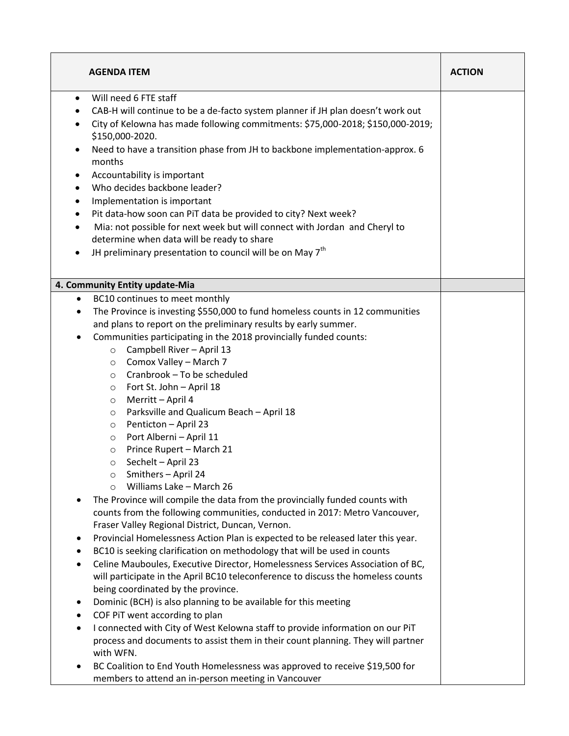| AGENDA ITEM | ACTION |
|---|---|
| • Will need 6 FTE staff<br>• CAB-H will continue to be a de-facto system planner if JH plan doesn't work out<br>• City of Kelowna has made following commitments: $75,000-2018; $150,000-2019; $150,000-2020.<br>• Need to have a transition phase from JH to backbone implementation-approx. 6 months<br>• Accountability is important<br>• Who decides backbone leader?<br>• Implementation is important<br>• Pit data-how soon can PiT data be provided to city? Next week?<br>• Mia: not possible for next week but will connect with Jordan and Cheryl to determine when data will be ready to share<br>• JH preliminary presentation to council will be on May 7th | |
| **4. Community Entity update-Mia** | |
| • BC10 continues to meet monthly<br>• The Province is investing $550,000 to fund homeless counts in 12 communities and plans to report on the preliminary results by early summer.<br>• Communities participating in the 2018 provincially funded counts:<br>  ○ Campbell River – April 13<br>  ○ Comox Valley – March 7<br>  ○ Cranbrook – To be scheduled<br>  ○ Fort St. John – April 18<br>  ○ Merritt – April 4<br>  ○ Parksville and Qualicum Beach – April 18<br>  ○ Penticton – April 23<br>  ○ Port Alberni – April 11<br>  ○ Prince Rupert – March 21<br>  ○ Sechelt – April 23<br>  ○ Smithers – April 24<br>  ○ Williams Lake – March 26<br>• The Province will compile the data from the provincially funded counts with counts from the following communities, conducted in 2017: Metro Vancouver, Fraser Valley Regional District, Duncan, Vernon.<br>• Provincial Homelessness Action Plan is expected to be released later this year.<br>• BC10 is seeking clarification on methodology that will be used in counts<br>• Celine Mauboules, Executive Director, Homelessness Services Association of BC, will participate in the April BC10 teleconference to discuss the homeless counts being coordinated by the province.<br>• Dominic (BCH) is also planning to be available for this meeting<br>• COF PiT went according to plan<br>• I connected with City of West Kelowna staff to provide information on our PiT process and documents to assist them in their count planning. They will partner with WFN.<br>• BC Coalition to End Youth Homelessness was approved to receive $19,500 for members to attend an in-person meeting in Vancouver | |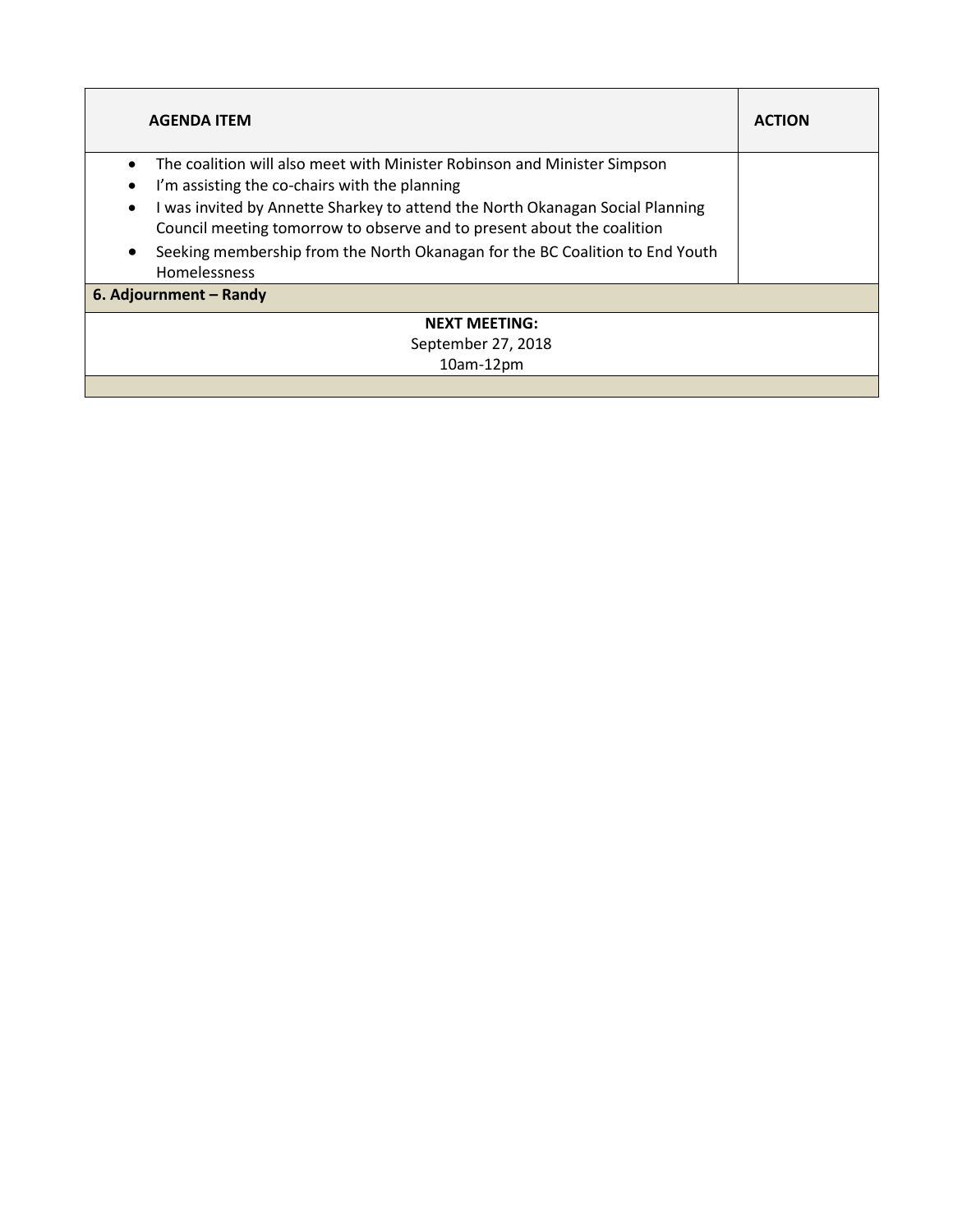| AGENDA ITEM | ACTION |
|---|---|
| • The coalition will also meet with Minister Robinson and Minister Simpson<br>• I'm assisting the co-chairs with the planning<br>• I was invited by Annette Sharkey to attend the North Okanagan Social Planning Council meeting tomorrow to observe and to present about the coalition<br>• Seeking membership from the North Okanagan for the BC Coalition to End Youth Homelessness | |
| **6. Adjournment – Randy** | |
| **NEXT MEETING:**<br>September 27, 2018<br>10am-12pm | |